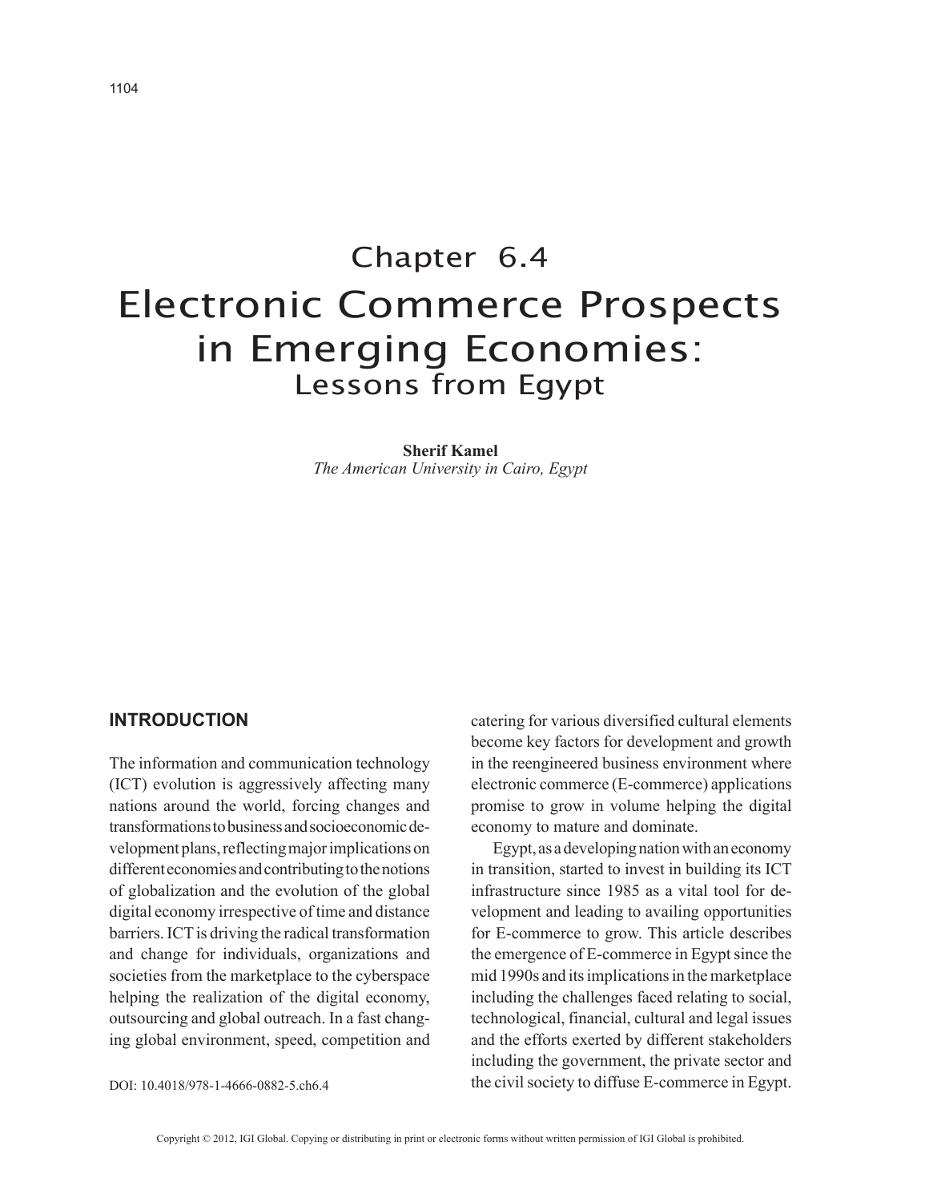Chapter 6.4

# Electronic Commerce Prospects in Emerging Economies: Lessons from Egypt

**Sherif Kamel**
*The American University in Cairo, Egypt*

## INTRODUCTION

The information and communication technology (ICT) evolution is aggressively affecting many nations around the world, forcing changes and transformations to business and socioeconomic development plans, reflecting major implications on different economies and contributing to the notions of globalization and the evolution of the global digital economy irrespective of time and distance barriers. ICT is driving the radical transformation and change for individuals, organizations and societies from the marketplace to the cyberspace helping the realization of the digital economy, outsourcing and global outreach. In a fast changing global environment, speed, competition and catering for various diversified cultural elements become key factors for development and growth in the reengineered business environment where electronic commerce (E-commerce) applications promise to grow in volume helping the digital economy to mature and dominate.

Egypt, as a developing nation with an economy in transition, started to invest in building its ICT infrastructure since 1985 as a vital tool for development and leading to availing opportunities for E-commerce to grow. This article describes the emergence of E-commerce in Egypt since the mid 1990s and its implications in the marketplace including the challenges faced relating to social, technological, financial, cultural and legal issues and the efforts exerted by different stakeholders including the government, the private sector and the civil society to diffuse E-commerce in Egypt.

DOI: 10.4018/978-1-4666-0882-5.ch6.4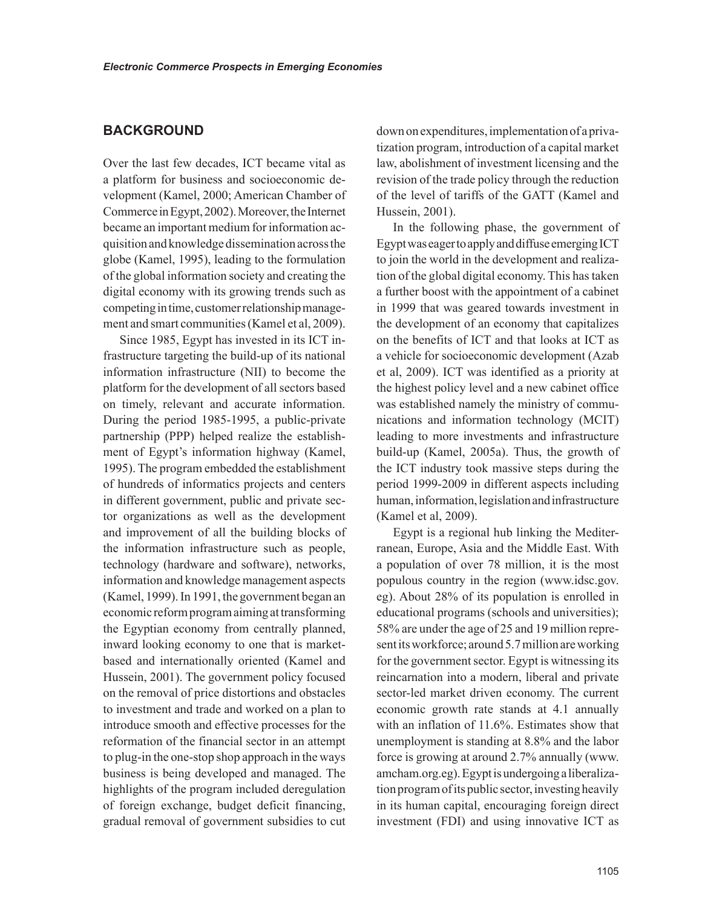## BACKGROUND

Over the last few decades, ICT became vital as a platform for business and socioeconomic development (Kamel, 2000; American Chamber of Commerce in Egypt, 2002). Moreover, the Internet became an important medium for information acquisition and knowledge dissemination across the globe (Kamel, 1995), leading to the formulation of the global information society and creating the digital economy with its growing trends such as competing in time, customer relationship management and smart communities (Kamel et al, 2009).

Since 1985, Egypt has invested in its ICT infrastructure targeting the build-up of its national information infrastructure (NII) to become the platform for the development of all sectors based on timely, relevant and accurate information. During the period 1985-1995, a public-private partnership (PPP) helped realize the establishment of Egypt's information highway (Kamel, 1995). The program embedded the establishment of hundreds of informatics projects and centers in different government, public and private sector organizations as well as the development and improvement of all the building blocks of the information infrastructure such as people, technology (hardware and software), networks, information and knowledge management aspects (Kamel, 1999). In 1991, the government began an economic reform program aiming at transforming the Egyptian economy from centrally planned, inward looking economy to one that is market-based and internationally oriented (Kamel and Hussein, 2001). The government policy focused on the removal of price distortions and obstacles to investment and trade and worked on a plan to introduce smooth and effective processes for the reformation of the financial sector in an attempt to plug-in the one-stop shop approach in the ways business is being developed and managed. The highlights of the program included deregulation of foreign exchange, budget deficit financing, gradual removal of government subsidies to cut down on expenditures, implementation of a privatization program, introduction of a capital market law, abolishment of investment licensing and the revision of the trade policy through the reduction of the level of tariffs of the GATT (Kamel and Hussein, 2001).

In the following phase, the government of Egypt was eager to apply and diffuse emerging ICT to join the world in the development and realization of the global digital economy. This has taken a further boost with the appointment of a cabinet in 1999 that was geared towards investment in the development of an economy that capitalizes on the benefits of ICT and that looks at ICT as a vehicle for socioeconomic development (Azab et al, 2009). ICT was identified as a priority at the highest policy level and a new cabinet office was established namely the ministry of communications and information technology (MCIT) leading to more investments and infrastructure build-up (Kamel, 2005a). Thus, the growth of the ICT industry took massive steps during the period 1999-2009 in different aspects including human, information, legislation and infrastructure (Kamel et al, 2009).

Egypt is a regional hub linking the Mediterranean, Europe, Asia and the Middle East. With a population of over 78 million, it is the most populous country in the region (www.idsc.gov.eg). About 28% of its population is enrolled in educational programs (schools and universities); 58% are under the age of 25 and 19 million represent its workforce; around 5.7 million are working for the government sector. Egypt is witnessing its reincarnation into a modern, liberal and private sector-led market driven economy. The current economic growth rate stands at 4.1 annually with an inflation of 11.6%. Estimates show that unemployment is standing at 8.8% and the labor force is growing at around 2.7% annually (www.amcham.org.eg). Egypt is undergoing a liberalization program of its public sector, investing heavily in its human capital, encouraging foreign direct investment (FDI) and using innovative ICT as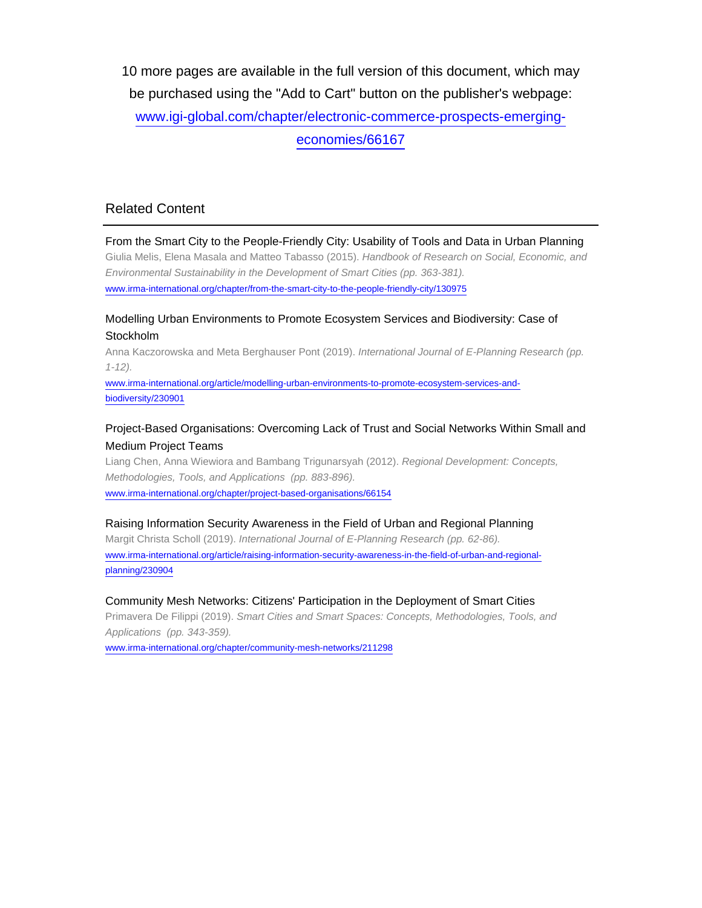10 more pages are available in the full version of this document, which may be purchased using the "Add to Cart" button on the publisher's webpage: www.igi-global.com/chapter/electronic-commerce-prospects-emerging-economies/66167

## Related Content

From the Smart City to the People-Friendly City: Usability of Tools and Data in Urban Planning
Giulia Melis, Elena Masala and Matteo Tabasso (2015). *Handbook of Research on Social, Economic, and Environmental Sustainability in the Development of Smart Cities (pp. 363-381).*
www.irma-international.org/chapter/from-the-smart-city-to-the-people-friendly-city/130975

Modelling Urban Environments to Promote Ecosystem Services and Biodiversity: Case of Stockholm
Anna Kaczorowska and Meta Berghauser Pont (2019). *International Journal of E-Planning Research (pp. 1-12).*
www.irma-international.org/article/modelling-urban-environments-to-promote-ecosystem-services-and-biodiversity/230901

Project-Based Organisations: Overcoming Lack of Trust and Social Networks Within Small and Medium Project Teams
Liang Chen, Anna Wiewiora and Bambang Trigunarsyah (2012). *Regional Development: Concepts, Methodologies, Tools, and Applications (pp. 883-896).*
www.irma-international.org/chapter/project-based-organisations/66154

Raising Information Security Awareness in the Field of Urban and Regional Planning
Margit Christa Scholl (2019). *International Journal of E-Planning Research (pp. 62-86).*
www.irma-international.org/article/raising-information-security-awareness-in-the-field-of-urban-and-regional-planning/230904

Community Mesh Networks: Citizens' Participation in the Deployment of Smart Cities
Primavera De Filippi (2019). *Smart Cities and Smart Spaces: Concepts, Methodologies, Tools, and Applications (pp. 343-359).*
www.irma-international.org/chapter/community-mesh-networks/211298